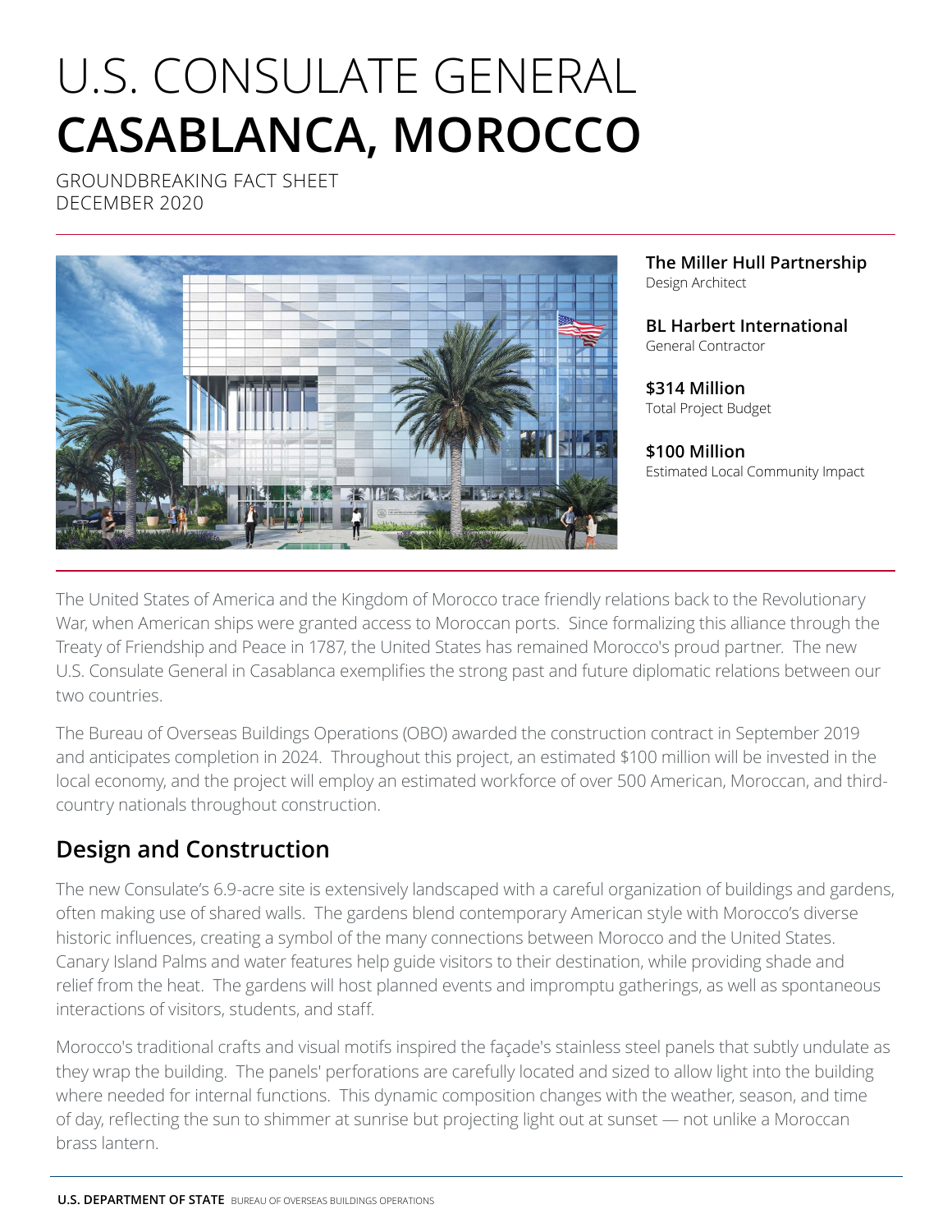# U.S. CONSULATE GENERAL
# **CASABLANCA, MOROCCO**

GROUNDBREAKING FACT SHEET
DECEMBER 2020

**The Miller Hull Partnership**
Design Architect

**BL Harbert International**
General Contractor

**$314 Million**
Total Project Budget

**$100 Million**
Estimated Local Community Impact

The United States of America and the Kingdom of Morocco trace friendly relations back to the Revolutionary War, when American ships were granted access to Moroccan ports. Since formalizing this alliance through the Treaty of Friendship and Peace in 1787, the United States has remained Morocco's proud partner. The new U.S. Consulate General in Casablanca exemplifies the strong past and future diplomatic relations between our two countries.

The Bureau of Overseas Buildings Operations (OBO) awarded the construction contract in September 2019 and anticipates completion in 2024. Throughout this project, an estimated $100 million will be invested in the local economy, and the project will employ an estimated workforce of over 500 American, Moroccan, and third-country nationals throughout construction.

## Design and Construction

The new Consulate's 6.9-acre site is extensively landscaped with a careful organization of buildings and gardens, often making use of shared walls. The gardens blend contemporary American style with Morocco's diverse historic influences, creating a symbol of the many connections between Morocco and the United States. Canary Island Palms and water features help guide visitors to their destination, while providing shade and relief from the heat. The gardens will host planned events and impromptu gatherings, as well as spontaneous interactions of visitors, students, and staff.

Morocco's traditional crafts and visual motifs inspired the façade's stainless steel panels that subtly undulate as they wrap the building. The panels' perforations are carefully located and sized to allow light into the building where needed for internal functions. This dynamic composition changes with the weather, season, and time of day, reflecting the sun to shimmer at sunrise but projecting light out at sunset — not unlike a Moroccan brass lantern.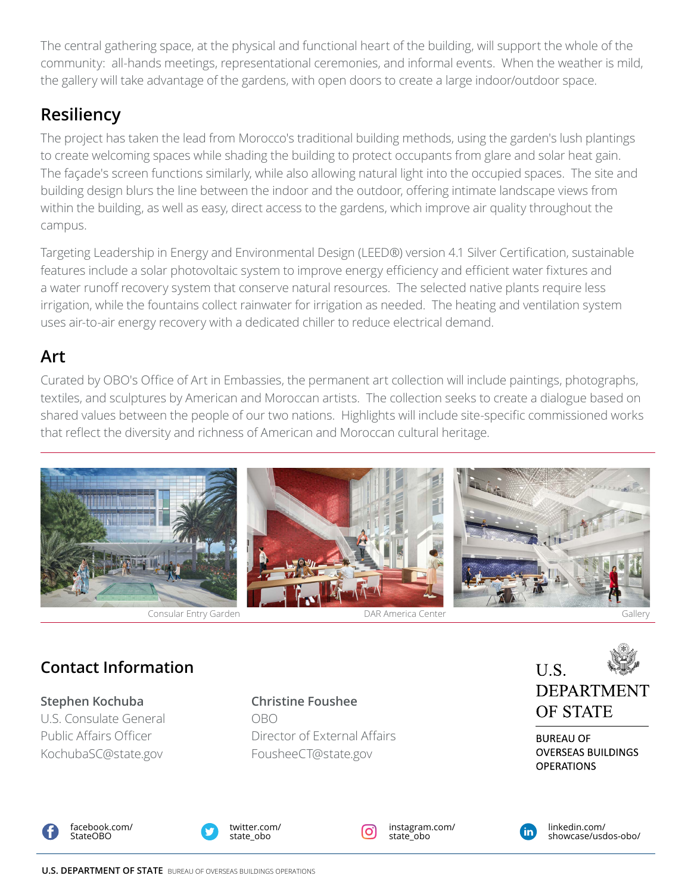The central gathering space, at the physical and functional heart of the building, will support the whole of the community: all-hands meetings, representational ceremonies, and informal events. When the weather is mild, the gallery will take advantage of the gardens, with open doors to create a large indoor/outdoor space.

## Resiliency

The project has taken the lead from Morocco's traditional building methods, using the garden's lush plantings to create welcoming spaces while shading the building to protect occupants from glare and solar heat gain. The façade's screen functions similarly, while also allowing natural light into the occupied spaces. The site and building design blurs the line between the indoor and the outdoor, offering intimate landscape views from within the building, as well as easy, direct access to the gardens, which improve air quality throughout the campus.

Targeting Leadership in Energy and Environmental Design (LEED®) version 4.1 Silver Certification, sustainable features include a solar photovoltaic system to improve energy efficiency and efficient water fixtures and a water runoff recovery system that conserve natural resources. The selected native plants require less irrigation, while the fountains collect rainwater for irrigation as needed. The heating and ventilation system uses air-to-air energy recovery with a dedicated chiller to reduce electrical demand.

## Art

Curated by OBO's Office of Art in Embassies, the permanent art collection will include paintings, photographs, textiles, and sculptures by American and Moroccan artists. The collection seeks to create a dialogue based on shared values between the people of our two nations. Highlights will include site-specific commissioned works that reflect the diversity and richness of American and Moroccan cultural heritage.

Consular Entry Garden

DAR America Center

Gallery

## Contact Information

**Stephen Kochuba**
U.S. Consulate General
Public Affairs Officer
KochubaSC@state.gov

**Christine Foushee**
OBO
Director of External Affairs
FousheeCT@state.gov

U.S. DEPARTMENT OF STATE

BUREAU OF OVERSEAS BUILDINGS OPERATIONS

facebook.com/StateOBO

twitter.com/state_obo

instagram.com/state_obo

linkedin.com/showcase/usdos-obo/